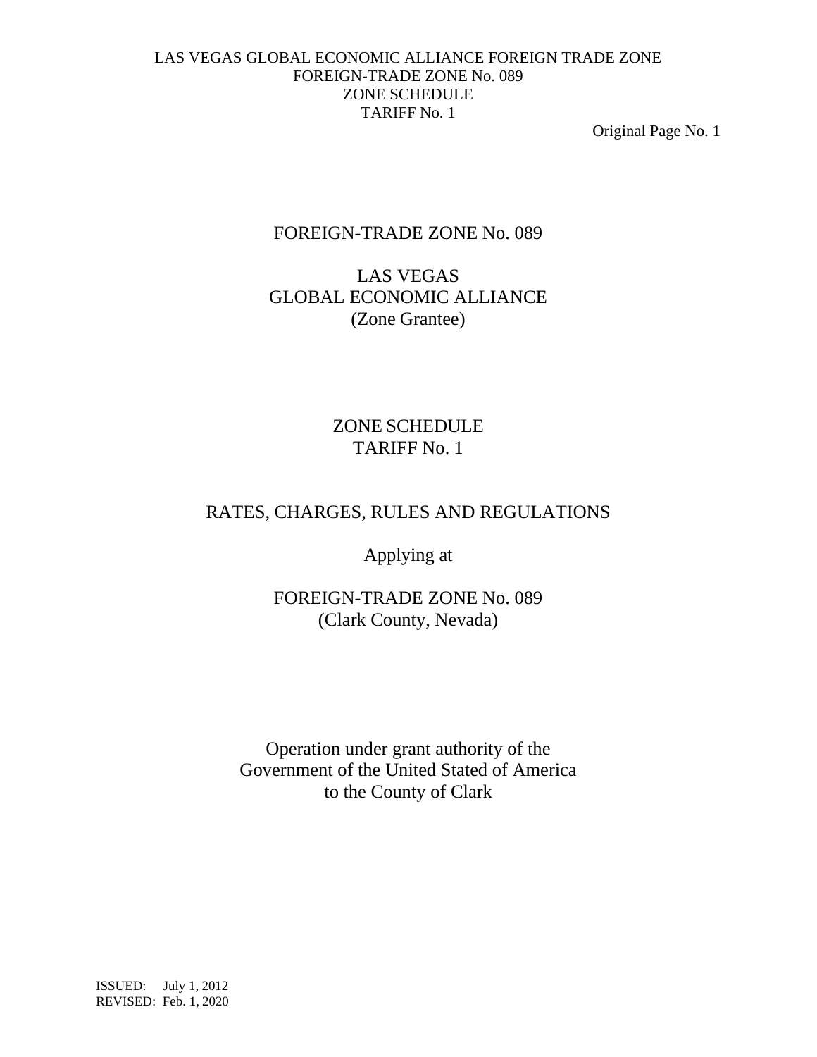# FOREIGN-TRADE ZONE No. 089

## LAS VEGAS
## GLOBAL ECONOMIC ALLIANCE
(Zone Grantee)

## ZONE SCHEDULE
## TARIFF No. 1

## RATES, CHARGES, RULES AND REGULATIONS

Applying at

FOREIGN-TRADE ZONE No. 089
(Clark County, Nevada)

Operation under grant authority of the
Government of the United Stated of America
to the County of Clark

ISSUED: July 1, 2012
REVISED: Feb. 1, 2020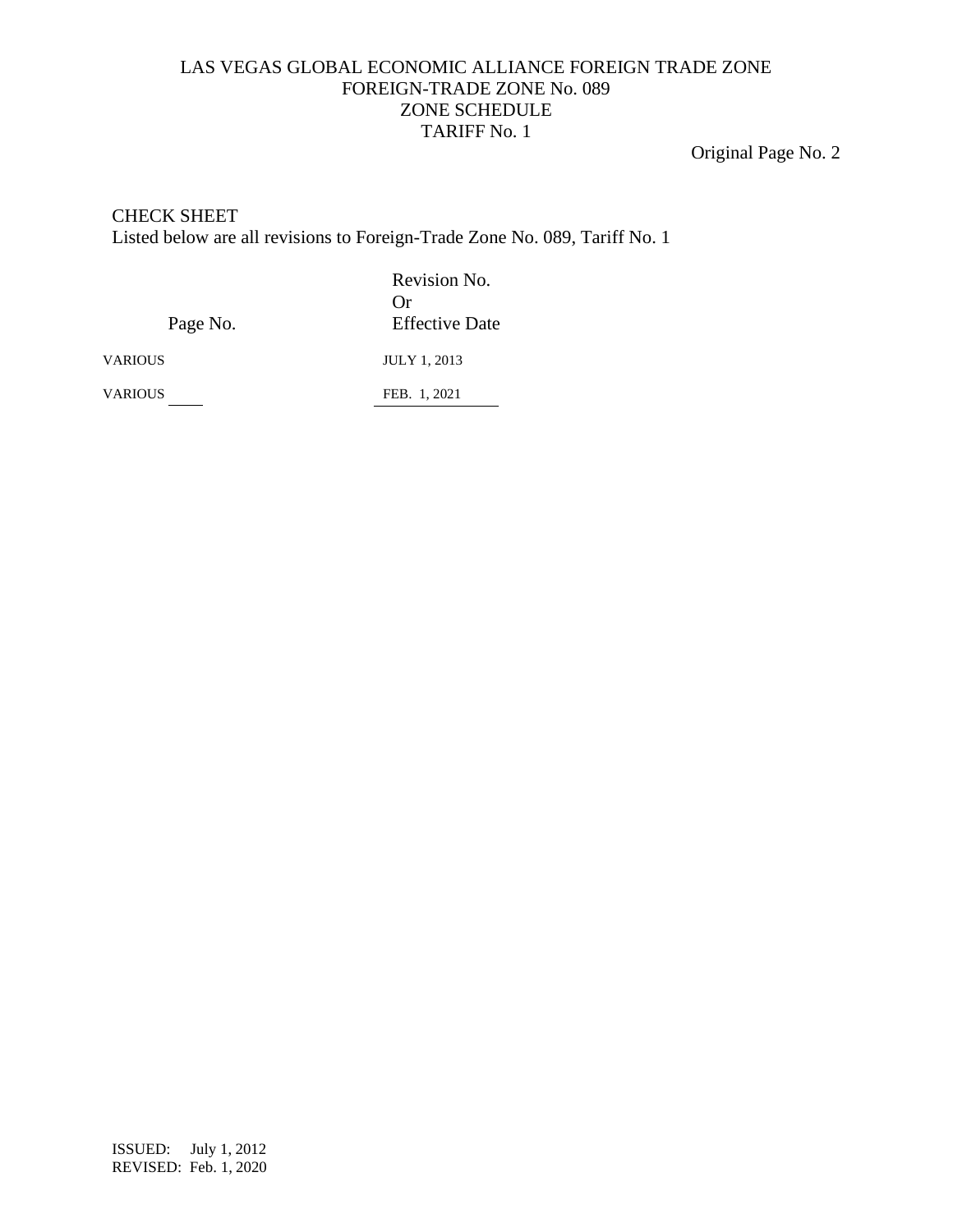LAS VEGAS GLOBAL ECONOMIC ALLIANCE FOREIGN TRADE ZONE
FOREIGN-TRADE ZONE No. 089
ZONE SCHEDULE
TARIFF No. 1

Original Page No. 2

## CHECK SHEET

Listed below are all revisions to Foreign-Trade Zone No. 089, Tariff No. 1

| Page No. | Revision No. Or Effective Date |
|---|---|
| VARIOUS | JULY 1, 2013 |
| VARIOUS | FEB. 1, 2021 |

ISSUED: July 1, 2012
REVISED: Feb. 1, 2020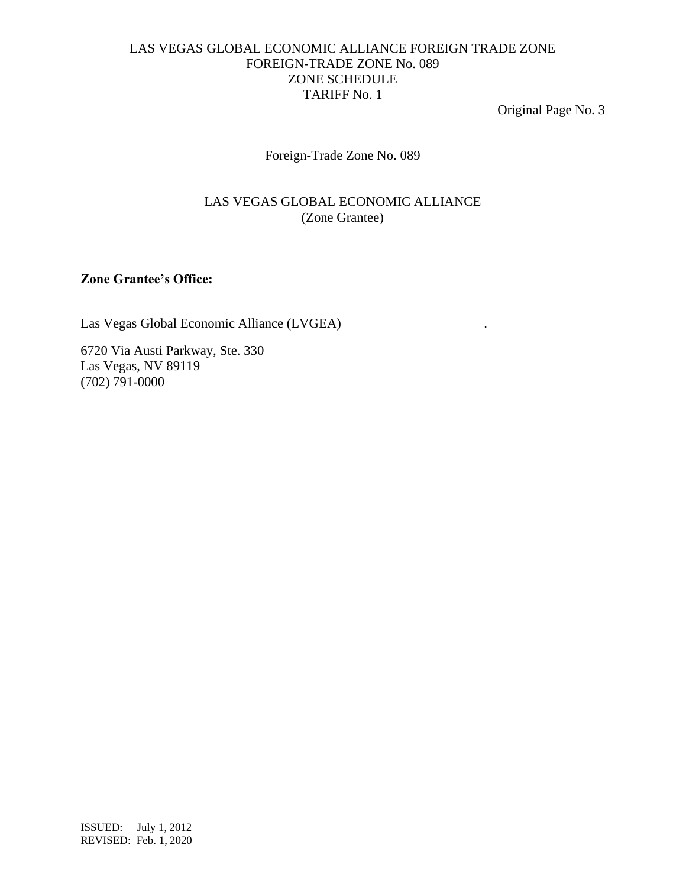Foreign-Trade Zone No. 089

LAS VEGAS GLOBAL ECONOMIC ALLIANCE
(Zone Grantee)

**Zone Grantee's Office:**

Las Vegas Global Economic Alliance (LVGEA) .

6720 Via Austi Parkway, Ste. 330
Las Vegas, NV 89119
(702) 791-0000

ISSUED: July 1, 2012
REVISED: Feb. 1, 2020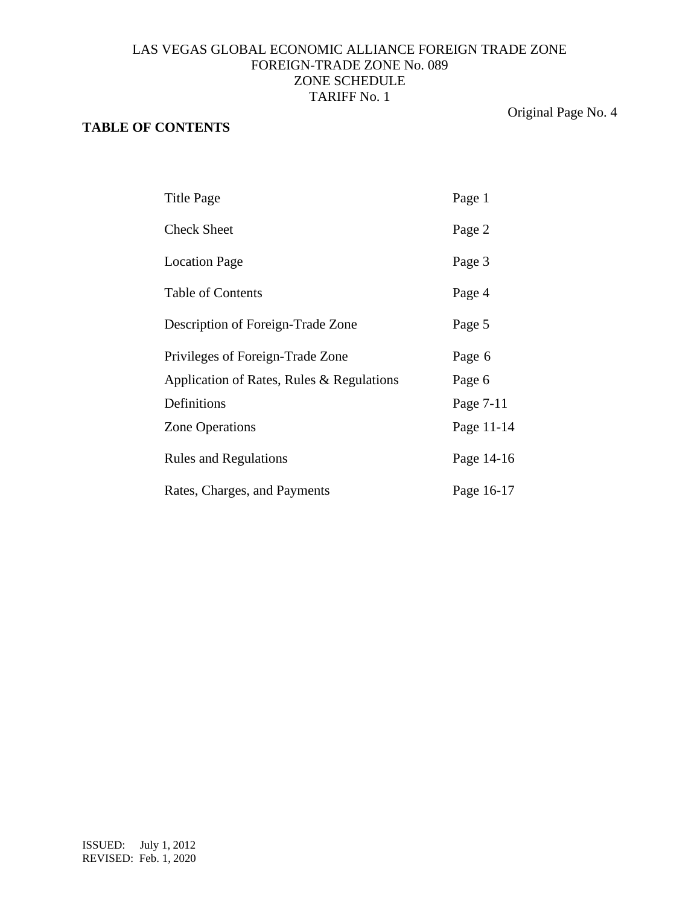LAS VEGAS GLOBAL ECONOMIC ALLIANCE FOREIGN TRADE ZONE
FOREIGN-TRADE ZONE No. 089
ZONE SCHEDULE
TARIFF No. 1

Original Page No. 4

**TABLE OF CONTENTS**

| | |
|---|---|
| Title Page | Page 1 |
| Check Sheet | Page 2 |
| Location Page | Page 3 |
| Table of Contents | Page 4 |
| Description of Foreign-Trade Zone | Page 5 |
| Privileges of Foreign-Trade Zone | Page 6 |
| Application of Rates, Rules & Regulations | Page 6 |
| Definitions | Page 7-11 |
| Zone Operations | Page 11-14 |
| Rules and Regulations | Page 14-16 |
| Rates, Charges, and Payments | Page 16-17 |

ISSUED: July 1, 2012
REVISED: Feb. 1, 2020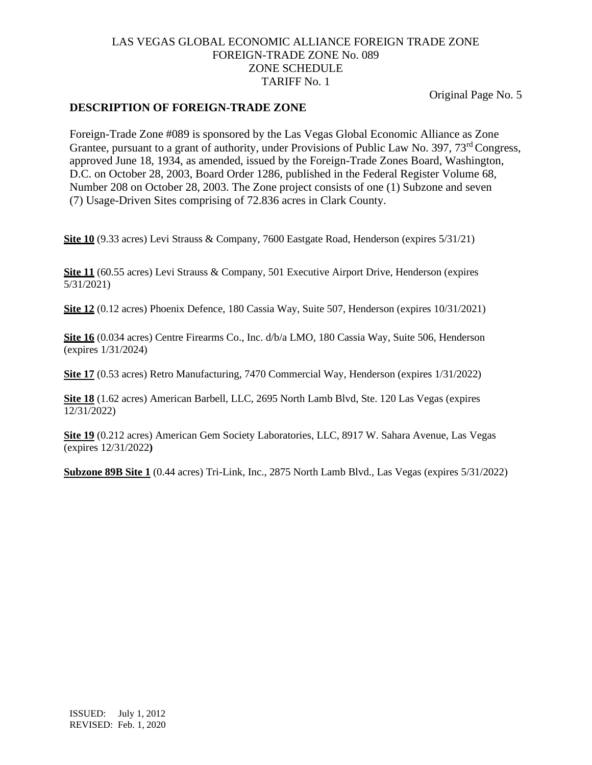## DESCRIPTION OF FOREIGN-TRADE ZONE

Foreign-Trade Zone #089 is sponsored by the Las Vegas Global Economic Alliance as Zone Grantee, pursuant to a grant of authority, under Provisions of Public Law No. 397, 73rd Congress, approved June 18, 1934, as amended, issued by the Foreign-Trade Zones Board, Washington, D.C. on October 28, 2003, Board Order 1286, published in the Federal Register Volume 68, Number 208 on October 28, 2003. The Zone project consists of one (1) Subzone and seven (7) Usage-Driven Sites comprising of 72.836 acres in Clark County.

**Site 10** (9.33 acres) Levi Strauss & Company, 7600 Eastgate Road, Henderson (expires 5/31/21)

**Site 11** (60.55 acres) Levi Strauss & Company, 501 Executive Airport Drive, Henderson (expires 5/31/2021)

**Site 12** (0.12 acres) Phoenix Defence, 180 Cassia Way, Suite 507, Henderson (expires 10/31/2021)

**Site 16** (0.034 acres) Centre Firearms Co., Inc. d/b/a LMO, 180 Cassia Way, Suite 506, Henderson (expires 1/31/2024)

**Site 17** (0.53 acres) Retro Manufacturing, 7470 Commercial Way, Henderson (expires 1/31/2022)

**Site 18** (1.62 acres) American Barbell, LLC, 2695 North Lamb Blvd, Ste. 120 Las Vegas (expires 12/31/2022)

**Site 19** (0.212 acres) American Gem Society Laboratories, LLC, 8917 W. Sahara Avenue, Las Vegas (expires 12/31/2022)

**Subzone 89B Site 1** (0.44 acres) Tri-Link, Inc., 2875 North Lamb Blvd., Las Vegas (expires 5/31/2022)

ISSUED: July 1, 2012
REVISED: Feb. 1, 2020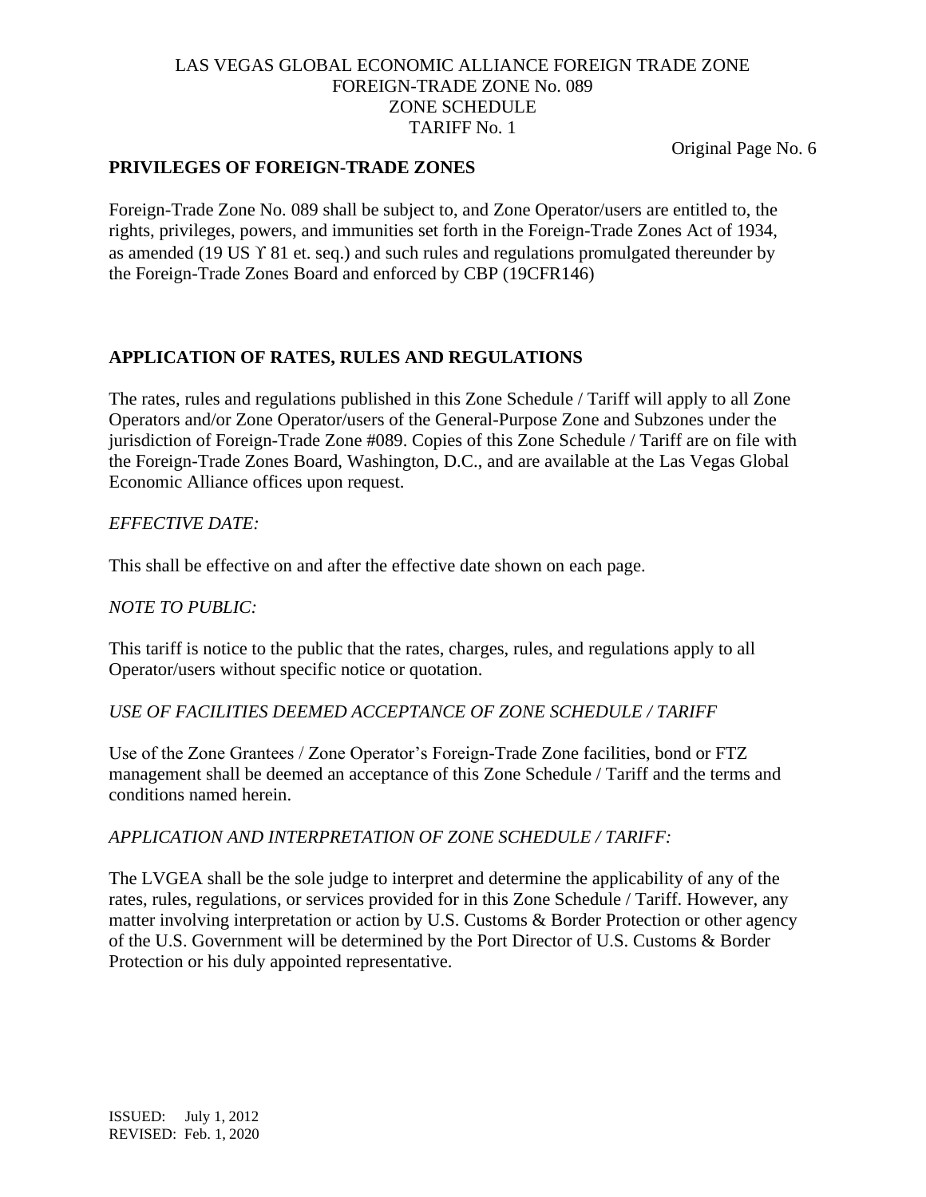**PRIVILEGES OF FOREIGN-TRADE ZONES**

Foreign-Trade Zone No. 089 shall be subject to, and Zone Operator/users are entitled to, the rights, privileges, powers, and immunities set forth in the Foreign-Trade Zones Act of 1934, as amended (19 US ϒ 81 et. seq.) and such rules and regulations promulgated thereunder by the Foreign-Trade Zones Board and enforced by CBP (19CFR146)

**APPLICATION OF RATES, RULES AND REGULATIONS**

The rates, rules and regulations published in this Zone Schedule / Tariff will apply to all Zone Operators and/or Zone Operator/users of the General-Purpose Zone and Subzones under the jurisdiction of Foreign-Trade Zone #089. Copies of this Zone Schedule / Tariff are on file with the Foreign-Trade Zones Board, Washington, D.C., and are available at the Las Vegas Global Economic Alliance offices upon request.

*EFFECTIVE DATE:*

This shall be effective on and after the effective date shown on each page.

*NOTE TO PUBLIC:*

This tariff is notice to the public that the rates, charges, rules, and regulations apply to all Operator/users without specific notice or quotation.

*USE OF FACILITIES DEEMED ACCEPTANCE OF ZONE SCHEDULE / TARIFF*

Use of the Zone Grantees / Zone Operator's Foreign-Trade Zone facilities, bond or FTZ management shall be deemed an acceptance of this Zone Schedule / Tariff and the terms and conditions named herein.

*APPLICATION AND INTERPRETATION OF ZONE SCHEDULE / TARIFF:*

The LVGEA shall be the sole judge to interpret and determine the applicability of any of the rates, rules, regulations, or services provided for in this Zone Schedule / Tariff. However, any matter involving interpretation or action by U.S. Customs & Border Protection or other agency of the U.S. Government will be determined by the Port Director of U.S. Customs & Border Protection or his duly appointed representative.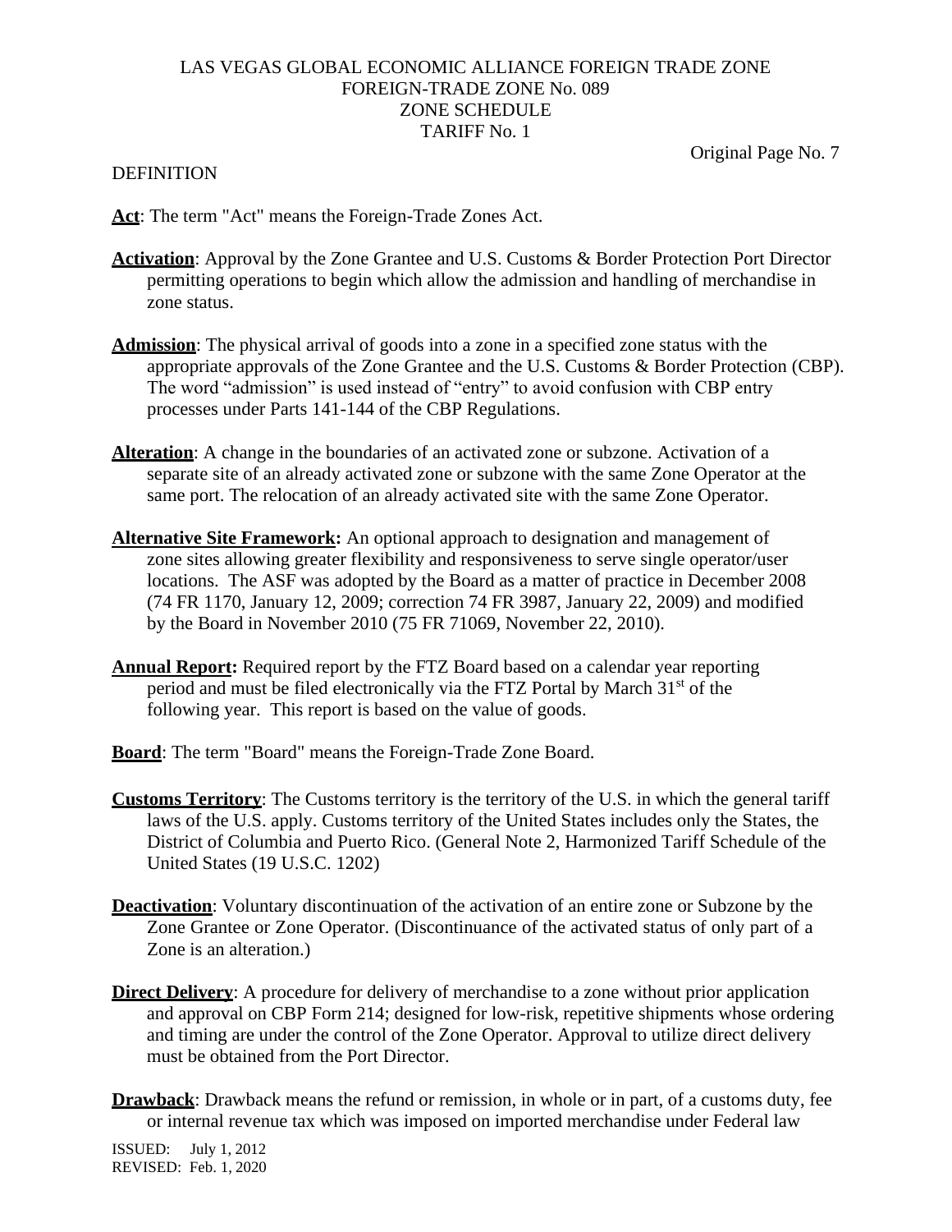DEFINITION

**Act**: The term "Act" means the Foreign-Trade Zones Act.

**Activation**: Approval by the Zone Grantee and U.S. Customs & Border Protection Port Director permitting operations to begin which allow the admission and handling of merchandise in zone status.

**Admission**: The physical arrival of goods into a zone in a specified zone status with the appropriate approvals of the Zone Grantee and the U.S. Customs & Border Protection (CBP). The word "admission" is used instead of "entry" to avoid confusion with CBP entry processes under Parts 141-144 of the CBP Regulations.

**Alteration**: A change in the boundaries of an activated zone or subzone. Activation of a separate site of an already activated zone or subzone with the same Zone Operator at the same port. The relocation of an already activated site with the same Zone Operator.

**Alternative Site Framework:** An optional approach to designation and management of zone sites allowing greater flexibility and responsiveness to serve single operator/user locations. The ASF was adopted by the Board as a matter of practice in December 2008 (74 FR 1170, January 12, 2009; correction 74 FR 3987, January 22, 2009) and modified by the Board in November 2010 (75 FR 71069, November 22, 2010).

**Annual Report:** Required report by the FTZ Board based on a calendar year reporting period and must be filed electronically via the FTZ Portal by March 31st of the following year. This report is based on the value of goods.

**Board**: The term "Board" means the Foreign-Trade Zone Board.

**Customs Territory**: The Customs territory is the territory of the U.S. in which the general tariff laws of the U.S. apply. Customs territory of the United States includes only the States, the District of Columbia and Puerto Rico. (General Note 2, Harmonized Tariff Schedule of the United States (19 U.S.C. 1202)

**Deactivation**: Voluntary discontinuation of the activation of an entire zone or Subzone by the Zone Grantee or Zone Operator. (Discontinuance of the activated status of only part of a Zone is an alteration.)

**Direct Delivery**: A procedure for delivery of merchandise to a zone without prior application and approval on CBP Form 214; designed for low-risk, repetitive shipments whose ordering and timing are under the control of the Zone Operator. Approval to utilize direct delivery must be obtained from the Port Director.

**Drawback**: Drawback means the refund or remission, in whole or in part, of a customs duty, fee or internal revenue tax which was imposed on imported merchandise under Federal law

ISSUED: July 1, 2012
REVISED: Feb. 1, 2020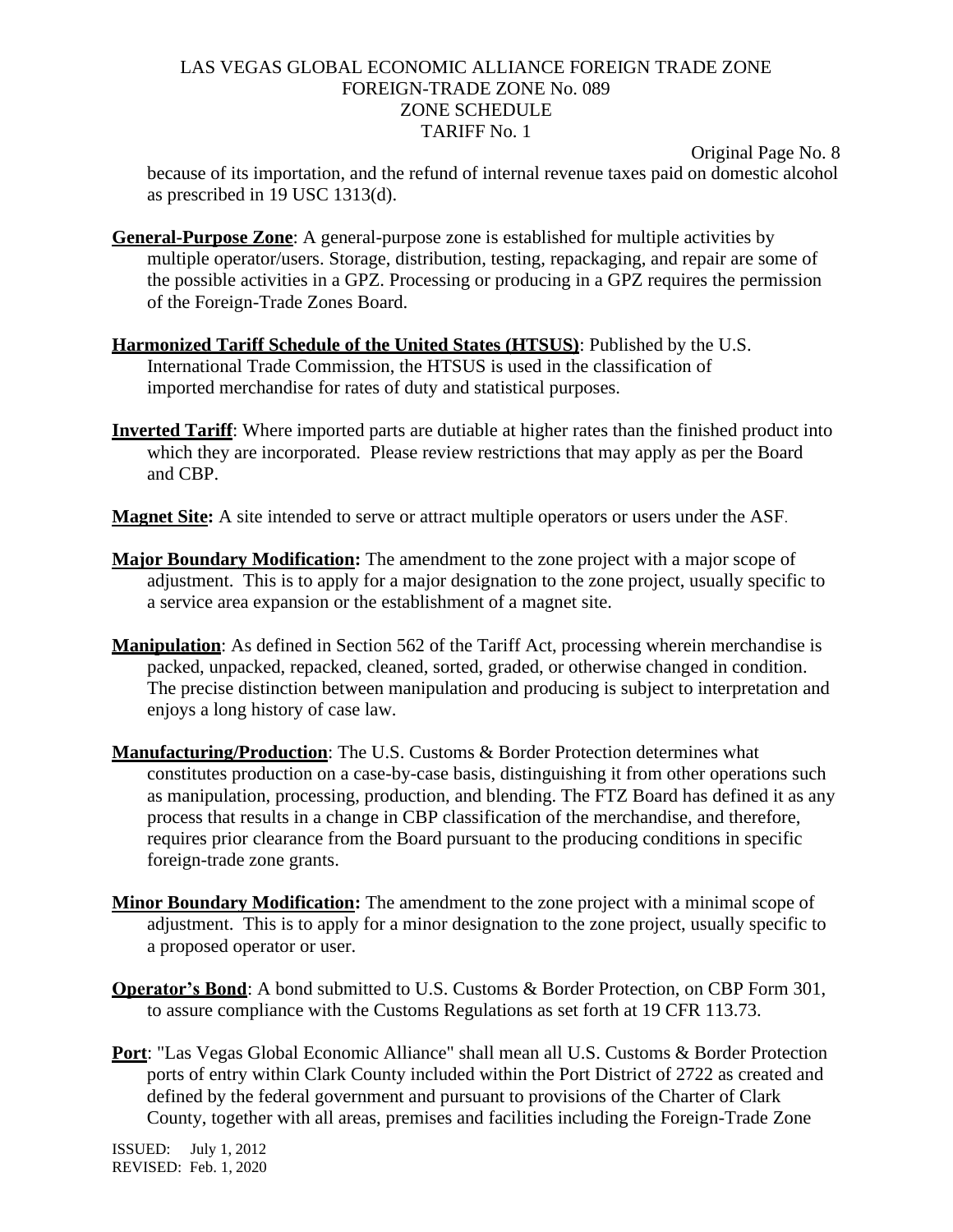because of its importation, and the refund of internal revenue taxes paid on domestic alcohol as prescribed in 19 USC 1313(d).

**General-Purpose Zone**: A general-purpose zone is established for multiple activities by multiple operator/users. Storage, distribution, testing, repackaging, and repair are some of the possible activities in a GPZ. Processing or producing in a GPZ requires the permission of the Foreign-Trade Zones Board.

**Harmonized Tariff Schedule of the United States (HTSUS)**: Published by the U.S. International Trade Commission, the HTSUS is used in the classification of imported merchandise for rates of duty and statistical purposes.

**Inverted Tariff**: Where imported parts are dutiable at higher rates than the finished product into which they are incorporated. Please review restrictions that may apply as per the Board and CBP.

**Magnet Site:** A site intended to serve or attract multiple operators or users under the ASF.

**Major Boundary Modification:** The amendment to the zone project with a major scope of adjustment. This is to apply for a major designation to the zone project, usually specific to a service area expansion or the establishment of a magnet site.

**Manipulation**: As defined in Section 562 of the Tariff Act, processing wherein merchandise is packed, unpacked, repacked, cleaned, sorted, graded, or otherwise changed in condition. The precise distinction between manipulation and producing is subject to interpretation and enjoys a long history of case law.

**Manufacturing/Production**: The U.S. Customs & Border Protection determines what constitutes production on a case-by-case basis, distinguishing it from other operations such as manipulation, processing, production, and blending. The FTZ Board has defined it as any process that results in a change in CBP classification of the merchandise, and therefore, requires prior clearance from the Board pursuant to the producing conditions in specific foreign-trade zone grants.

**Minor Boundary Modification:** The amendment to the zone project with a minimal scope of adjustment. This is to apply for a minor designation to the zone project, usually specific to a proposed operator or user.

**Operator's Bond**: A bond submitted to U.S. Customs & Border Protection, on CBP Form 301, to assure compliance with the Customs Regulations as set forth at 19 CFR 113.73.

**Port**: "Las Vegas Global Economic Alliance" shall mean all U.S. Customs & Border Protection ports of entry within Clark County included within the Port District of 2722 as created and defined by the federal government and pursuant to provisions of the Charter of Clark County, together with all areas, premises and facilities including the Foreign-Trade Zone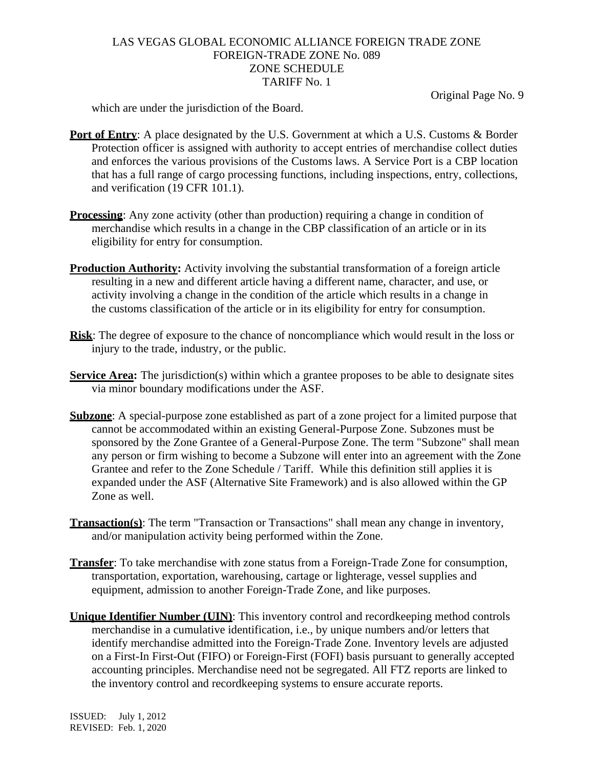which are under the jurisdiction of the Board.

**Port of Entry**: A place designated by the U.S. Government at which a U.S. Customs & Border Protection officer is assigned with authority to accept entries of merchandise collect duties and enforces the various provisions of the Customs laws. A Service Port is a CBP location that has a full range of cargo processing functions, including inspections, entry, collections, and verification (19 CFR 101.1).

**Processing**: Any zone activity (other than production) requiring a change in condition of merchandise which results in a change in the CBP classification of an article or in its eligibility for entry for consumption.

**Production Authority:** Activity involving the substantial transformation of a foreign article resulting in a new and different article having a different name, character, and use, or activity involving a change in the condition of the article which results in a change in the customs classification of the article or in its eligibility for entry for consumption.

**Risk**: The degree of exposure to the chance of noncompliance which would result in the loss or injury to the trade, industry, or the public.

**Service Area:** The jurisdiction(s) within which a grantee proposes to be able to designate sites via minor boundary modifications under the ASF.

**Subzone**: A special-purpose zone established as part of a zone project for a limited purpose that cannot be accommodated within an existing General-Purpose Zone. Subzones must be sponsored by the Zone Grantee of a General-Purpose Zone. The term "Subzone" shall mean any person or firm wishing to become a Subzone will enter into an agreement with the Zone Grantee and refer to the Zone Schedule / Tariff. While this definition still applies it is expanded under the ASF (Alternative Site Framework) and is also allowed within the GP Zone as well.

**Transaction(s)**: The term "Transaction or Transactions" shall mean any change in inventory, and/or manipulation activity being performed within the Zone.

**Transfer**: To take merchandise with zone status from a Foreign-Trade Zone for consumption, transportation, exportation, warehousing, cartage or lighterage, vessel supplies and equipment, admission to another Foreign-Trade Zone, and like purposes.

**Unique Identifier Number (UIN)**: This inventory control and recordkeeping method controls merchandise in a cumulative identification, i.e., by unique numbers and/or letters that identify merchandise admitted into the Foreign-Trade Zone. Inventory levels are adjusted on a First-In First-Out (FIFO) or Foreign-First (FOFI) basis pursuant to generally accepted accounting principles. Merchandise need not be segregated. All FTZ reports are linked to the inventory control and recordkeeping systems to ensure accurate reports.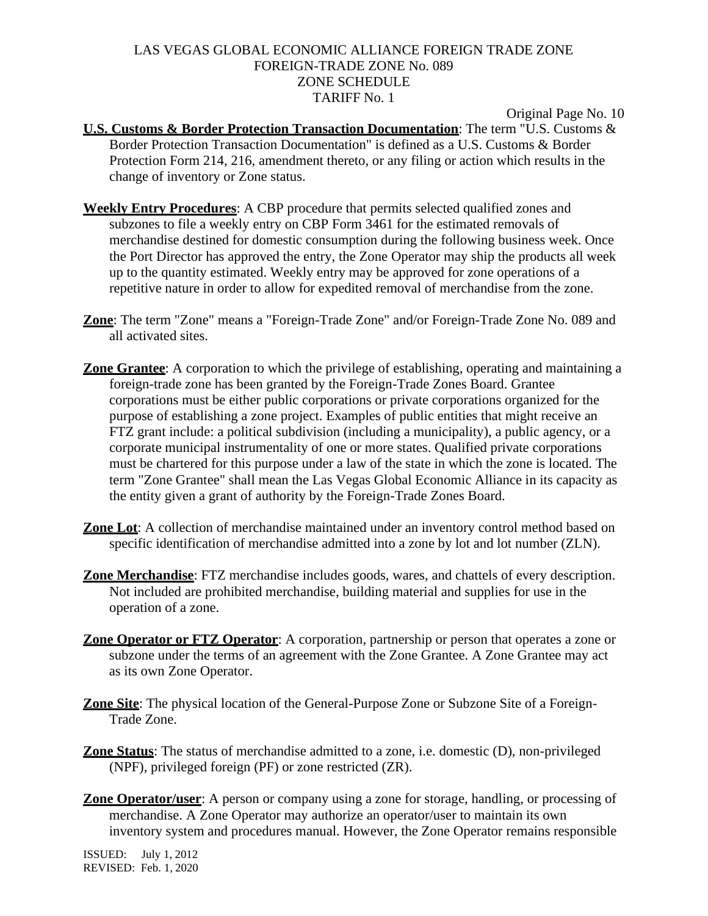**U.S. Customs & Border Protection Transaction Documentation**: The term "U.S. Customs & Border Protection Transaction Documentation" is defined as a U.S. Customs & Border Protection Form 214, 216, amendment thereto, or any filing or action which results in the change of inventory or Zone status.

**Weekly Entry Procedures**: A CBP procedure that permits selected qualified zones and subzones to file a weekly entry on CBP Form 3461 for the estimated removals of merchandise destined for domestic consumption during the following business week. Once the Port Director has approved the entry, the Zone Operator may ship the products all week up to the quantity estimated. Weekly entry may be approved for zone operations of a repetitive nature in order to allow for expedited removal of merchandise from the zone.

**Zone**: The term "Zone" means a "Foreign-Trade Zone" and/or Foreign-Trade Zone No. 089 and all activated sites.

**Zone Grantee**: A corporation to which the privilege of establishing, operating and maintaining a foreign-trade zone has been granted by the Foreign-Trade Zones Board. Grantee corporations must be either public corporations or private corporations organized for the purpose of establishing a zone project. Examples of public entities that might receive an FTZ grant include: a political subdivision (including a municipality), a public agency, or a corporate municipal instrumentality of one or more states. Qualified private corporations must be chartered for this purpose under a law of the state in which the zone is located. The term "Zone Grantee" shall mean the Las Vegas Global Economic Alliance in its capacity as the entity given a grant of authority by the Foreign-Trade Zones Board.

**Zone Lot**: A collection of merchandise maintained under an inventory control method based on specific identification of merchandise admitted into a zone by lot and lot number (ZLN).

**Zone Merchandise**: FTZ merchandise includes goods, wares, and chattels of every description. Not included are prohibited merchandise, building material and supplies for use in the operation of a zone.

**Zone Operator or FTZ Operator**: A corporation, partnership or person that operates a zone or subzone under the terms of an agreement with the Zone Grantee. A Zone Grantee may act as its own Zone Operator.

**Zone Site**: The physical location of the General-Purpose Zone or Subzone Site of a Foreign-Trade Zone.

**Zone Status**: The status of merchandise admitted to a zone, i.e. domestic (D), non-privileged (NPF), privileged foreign (PF) or zone restricted (ZR).

**Zone Operator/user**: A person or company using a zone for storage, handling, or processing of merchandise. A Zone Operator may authorize an operator/user to maintain its own inventory system and procedures manual. However, the Zone Operator remains responsible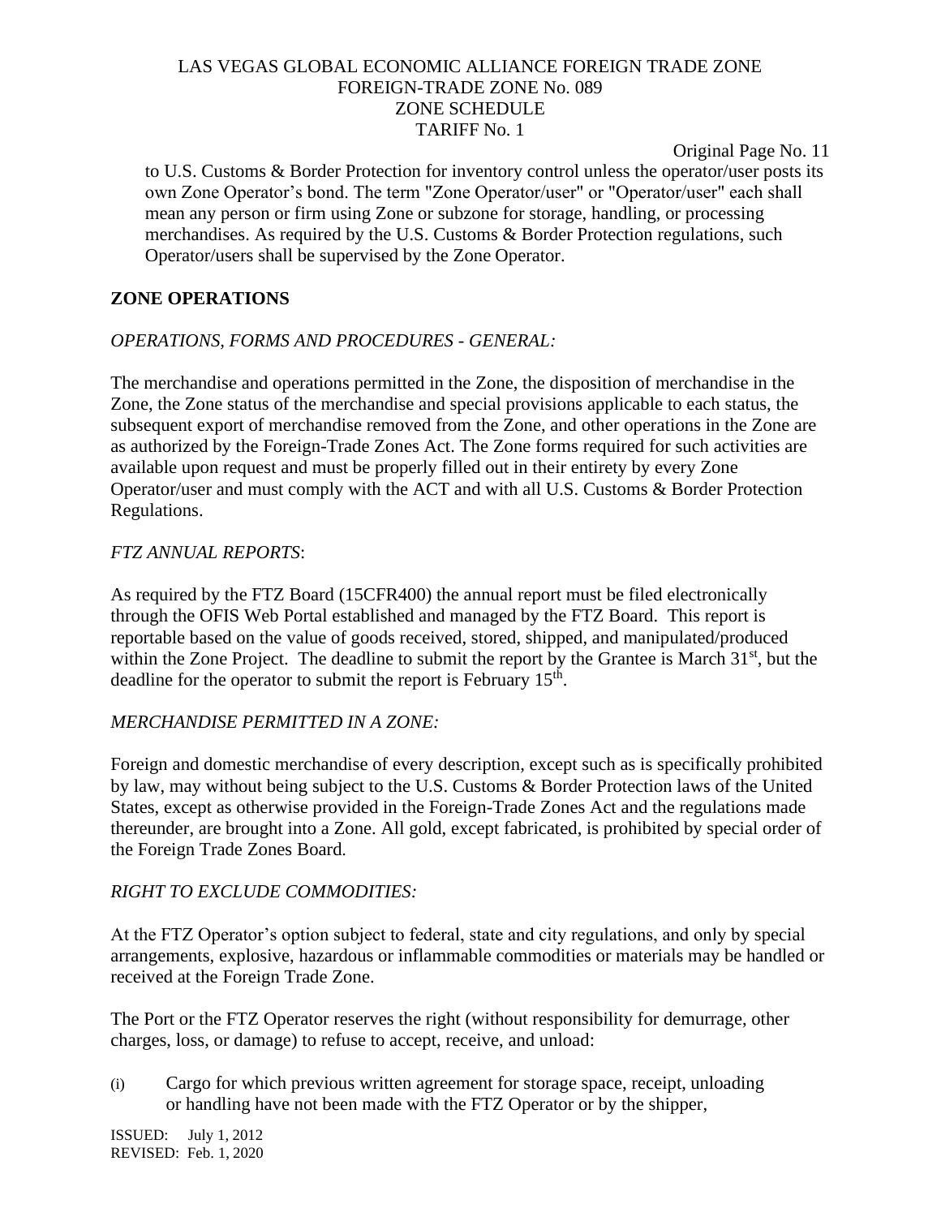to U.S. Customs & Border Protection for inventory control unless the operator/user posts its own Zone Operator's bond. The term "Zone Operator/user" or "Operator/user" each shall mean any person or firm using Zone or subzone for storage, handling, or processing merchandises. As required by the U.S. Customs & Border Protection regulations, such Operator/users shall be supervised by the Zone Operator.

## ZONE OPERATIONS

*OPERATIONS, FORMS AND PROCEDURES - GENERAL:*

The merchandise and operations permitted in the Zone, the disposition of merchandise in the Zone, the Zone status of the merchandise and special provisions applicable to each status, the subsequent export of merchandise removed from the Zone, and other operations in the Zone are as authorized by the Foreign-Trade Zones Act. The Zone forms required for such activities are available upon request and must be properly filled out in their entirety by every Zone Operator/user and must comply with the ACT and with all U.S. Customs & Border Protection Regulations.

*FTZ ANNUAL REPORTS*:

As required by the FTZ Board (15CFR400) the annual report must be filed electronically through the OFIS Web Portal established and managed by the FTZ Board. This report is reportable based on the value of goods received, stored, shipped, and manipulated/produced within the Zone Project. The deadline to submit the report by the Grantee is March 31st, but the deadline for the operator to submit the report is February 15th.

*MERCHANDISE PERMITTED IN A ZONE:*

Foreign and domestic merchandise of every description, except such as is specifically prohibited by law, may without being subject to the U.S. Customs & Border Protection laws of the United States, except as otherwise provided in the Foreign-Trade Zones Act and the regulations made thereunder, are brought into a Zone. All gold, except fabricated, is prohibited by special order of the Foreign Trade Zones Board.

*RIGHT TO EXCLUDE COMMODITIES:*

At the FTZ Operator's option subject to federal, state and city regulations, and only by special arrangements, explosive, hazardous or inflammable commodities or materials may be handled or received at the Foreign Trade Zone.

The Port or the FTZ Operator reserves the right (without responsibility for demurrage, other charges, loss, or damage) to refuse to accept, receive, and unload:

(i) Cargo for which previous written agreement for storage space, receipt, unloading or handling have not been made with the FTZ Operator or by the shipper,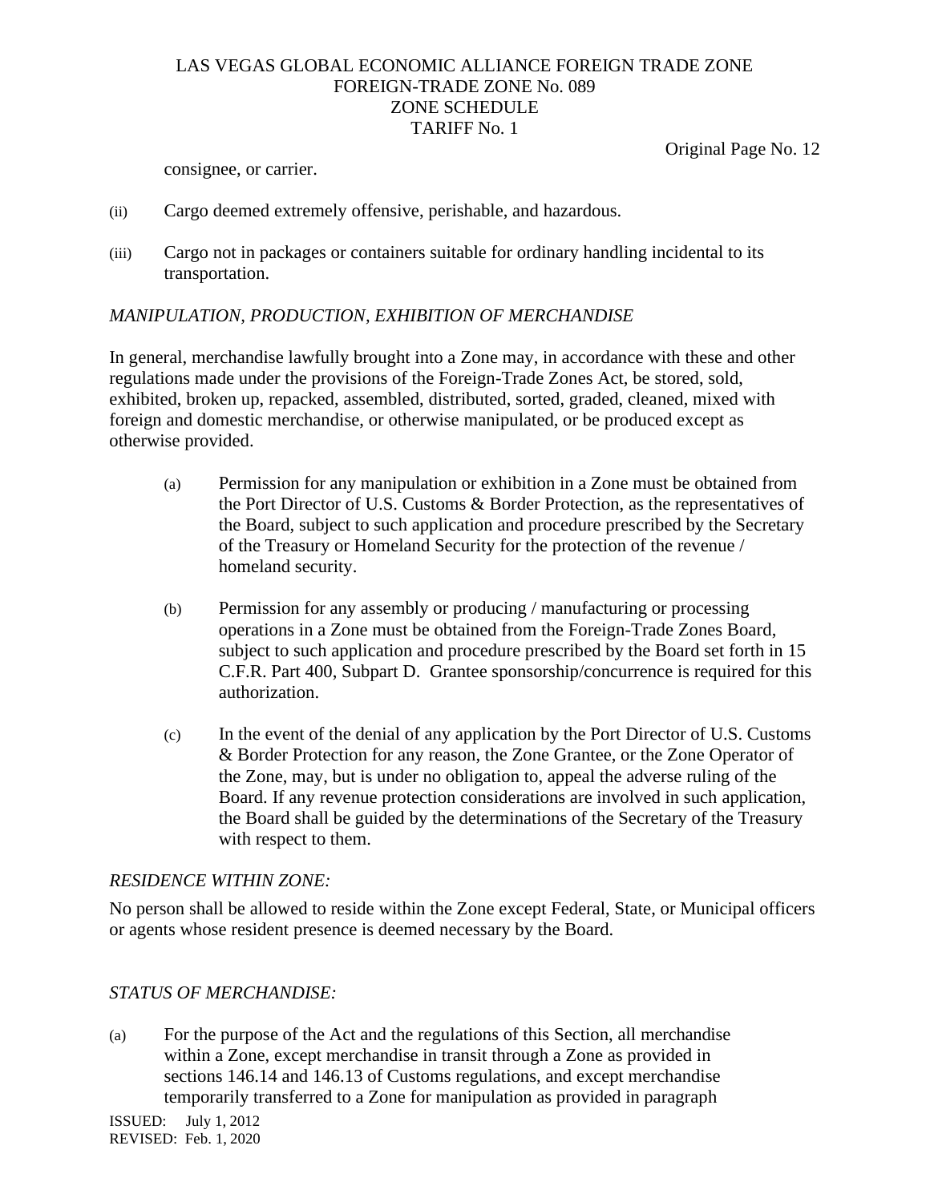consignee, or carrier.

(ii) Cargo deemed extremely offensive, perishable, and hazardous.

(iii) Cargo not in packages or containers suitable for ordinary handling incidental to its transportation.

*MANIPULATION, PRODUCTION, EXHIBITION OF MERCHANDISE*

In general, merchandise lawfully brought into a Zone may, in accordance with these and other regulations made under the provisions of the Foreign-Trade Zones Act, be stored, sold, exhibited, broken up, repacked, assembled, distributed, sorted, graded, cleaned, mixed with foreign and domestic merchandise, or otherwise manipulated, or be produced except as otherwise provided.

(a) Permission for any manipulation or exhibition in a Zone must be obtained from the Port Director of U.S. Customs & Border Protection, as the representatives of the Board, subject to such application and procedure prescribed by the Secretary of the Treasury or Homeland Security for the protection of the revenue / homeland security.

(b) Permission for any assembly or producing / manufacturing or processing operations in a Zone must be obtained from the Foreign-Trade Zones Board, subject to such application and procedure prescribed by the Board set forth in 15 C.F.R. Part 400, Subpart D. Grantee sponsorship/concurrence is required for this authorization.

(c) In the event of the denial of any application by the Port Director of U.S. Customs & Border Protection for any reason, the Zone Grantee, or the Zone Operator of the Zone, may, but is under no obligation to, appeal the adverse ruling of the Board. If any revenue protection considerations are involved in such application, the Board shall be guided by the determinations of the Secretary of the Treasury with respect to them.

*RESIDENCE WITHIN ZONE:*

No person shall be allowed to reside within the Zone except Federal, State, or Municipal officers or agents whose resident presence is deemed necessary by the Board.

*STATUS OF MERCHANDISE:*

(a) For the purpose of the Act and the regulations of this Section, all merchandise within a Zone, except merchandise in transit through a Zone as provided in sections 146.14 and 146.13 of Customs regulations, and except merchandise temporarily transferred to a Zone for manipulation as provided in paragraph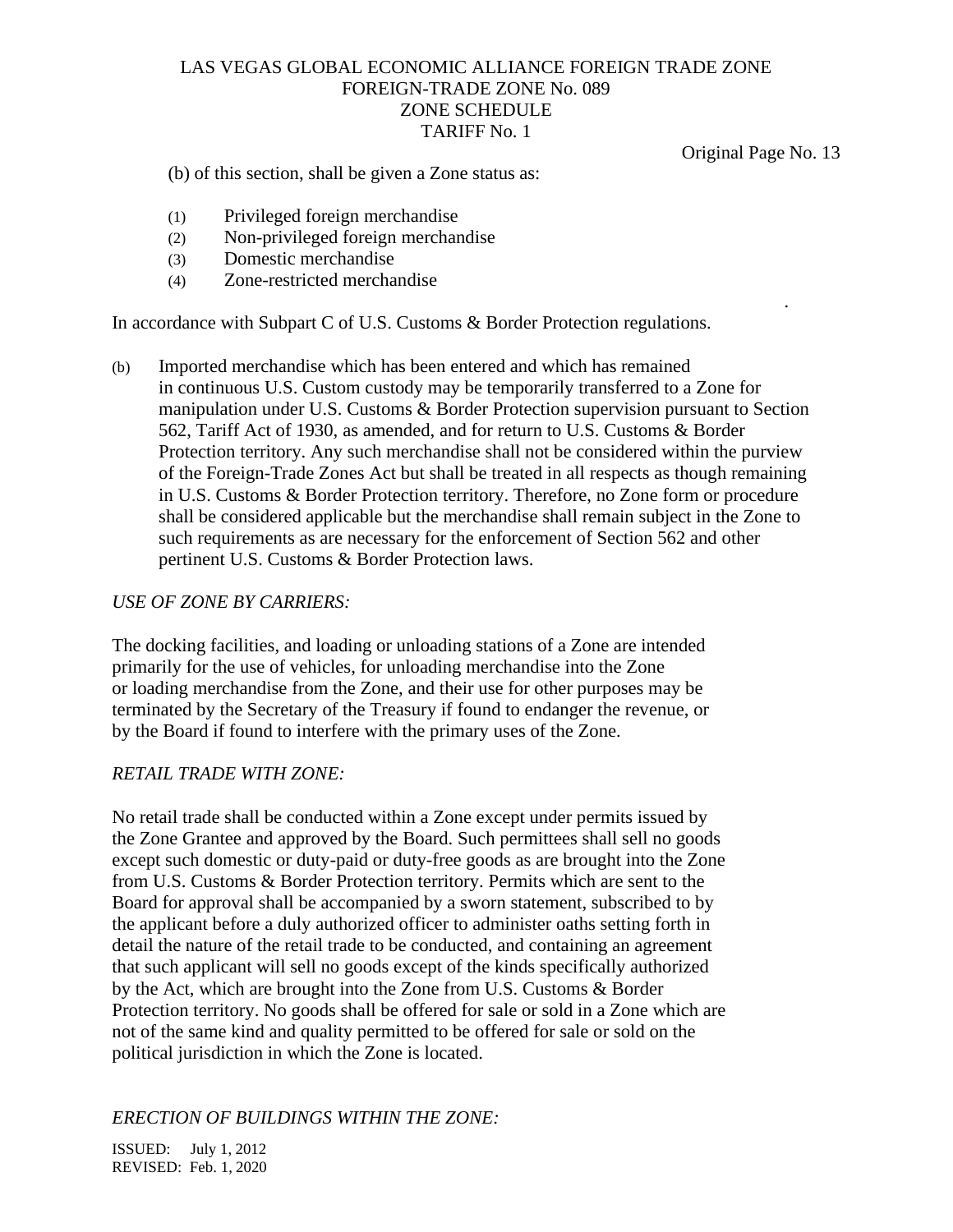(b) of this section, shall be given a Zone status as:

(1) Privileged foreign merchandise
(2) Non-privileged foreign merchandise
(3) Domestic merchandise
(4) Zone-restricted merchandise

In accordance with Subpart C of U.S. Customs & Border Protection regulations.

(b) Imported merchandise which has been entered and which has remained in continuous U.S. Custom custody may be temporarily transferred to a Zone for manipulation under U.S. Customs & Border Protection supervision pursuant to Section 562, Tariff Act of 1930, as amended, and for return to U.S. Customs & Border Protection territory. Any such merchandise shall not be considered within the purview of the Foreign-Trade Zones Act but shall be treated in all respects as though remaining in U.S. Customs & Border Protection territory. Therefore, no Zone form or procedure shall be considered applicable but the merchandise shall remain subject in the Zone to such requirements as are necessary for the enforcement of Section 562 and other pertinent U.S. Customs & Border Protection laws.

*USE OF ZONE BY CARRIERS:*

The docking facilities, and loading or unloading stations of a Zone are intended primarily for the use of vehicles, for unloading merchandise into the Zone or loading merchandise from the Zone, and their use for other purposes may be terminated by the Secretary of the Treasury if found to endanger the revenue, or by the Board if found to interfere with the primary uses of the Zone.

*RETAIL TRADE WITH ZONE:*

No retail trade shall be conducted within a Zone except under permits issued by the Zone Grantee and approved by the Board. Such permittees shall sell no goods except such domestic or duty-paid or duty-free goods as are brought into the Zone from U.S. Customs & Border Protection territory. Permits which are sent to the Board for approval shall be accompanied by a sworn statement, subscribed to by the applicant before a duly authorized officer to administer oaths setting forth in detail the nature of the retail trade to be conducted, and containing an agreement that such applicant will sell no goods except of the kinds specifically authorized by the Act, which are brought into the Zone from U.S. Customs & Border Protection territory. No goods shall be offered for sale or sold in a Zone which are not of the same kind and quality permitted to be offered for sale or sold on the political jurisdiction in which the Zone is located.

*ERECTION OF BUILDINGS WITHIN THE ZONE:*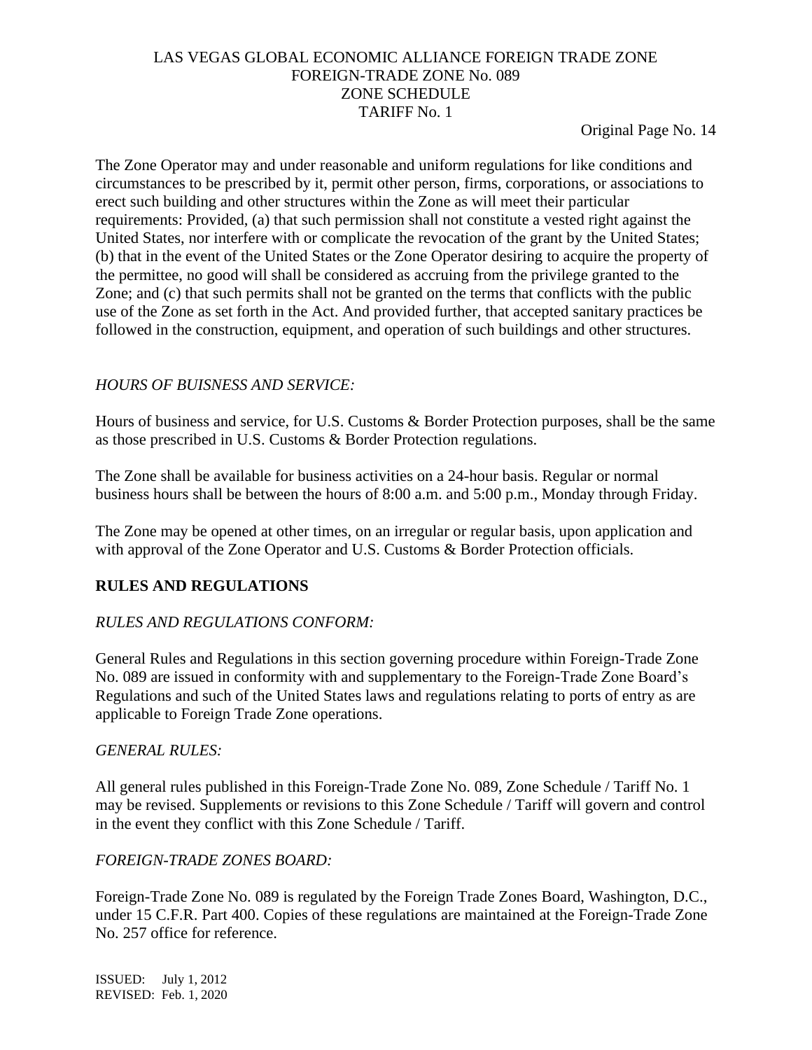The Zone Operator may and under reasonable and uniform regulations for like conditions and circumstances to be prescribed by it, permit other person, firms, corporations, or associations to erect such building and other structures within the Zone as will meet their particular requirements: Provided, (a) that such permission shall not constitute a vested right against the United States, nor interfere with or complicate the revocation of the grant by the United States; (b) that in the event of the United States or the Zone Operator desiring to acquire the property of the permittee, no good will shall be considered as accruing from the privilege granted to the Zone; and (c) that such permits shall not be granted on the terms that conflicts with the public use of the Zone as set forth in the Act. And provided further, that accepted sanitary practices be followed in the construction, equipment, and operation of such buildings and other structures.

*HOURS OF BUISNESS AND SERVICE:*

Hours of business and service, for U.S. Customs & Border Protection purposes, shall be the same as those prescribed in U.S. Customs & Border Protection regulations.

The Zone shall be available for business activities on a 24-hour basis. Regular or normal business hours shall be between the hours of 8:00 a.m. and 5:00 p.m., Monday through Friday.

The Zone may be opened at other times, on an irregular or regular basis, upon application and with approval of the Zone Operator and U.S. Customs & Border Protection officials.

## RULES AND REGULATIONS

*RULES AND REGULATIONS CONFORM:*

General Rules and Regulations in this section governing procedure within Foreign-Trade Zone No. 089 are issued in conformity with and supplementary to the Foreign-Trade Zone Board's Regulations and such of the United States laws and regulations relating to ports of entry as are applicable to Foreign Trade Zone operations.

*GENERAL RULES:*

All general rules published in this Foreign-Trade Zone No. 089, Zone Schedule / Tariff No. 1 may be revised. Supplements or revisions to this Zone Schedule / Tariff will govern and control in the event they conflict with this Zone Schedule / Tariff.

*FOREIGN-TRADE ZONES BOARD:*

Foreign-Trade Zone No. 089 is regulated by the Foreign Trade Zones Board, Washington, D.C., under 15 C.F.R. Part 400. Copies of these regulations are maintained at the Foreign-Trade Zone No. 257 office for reference.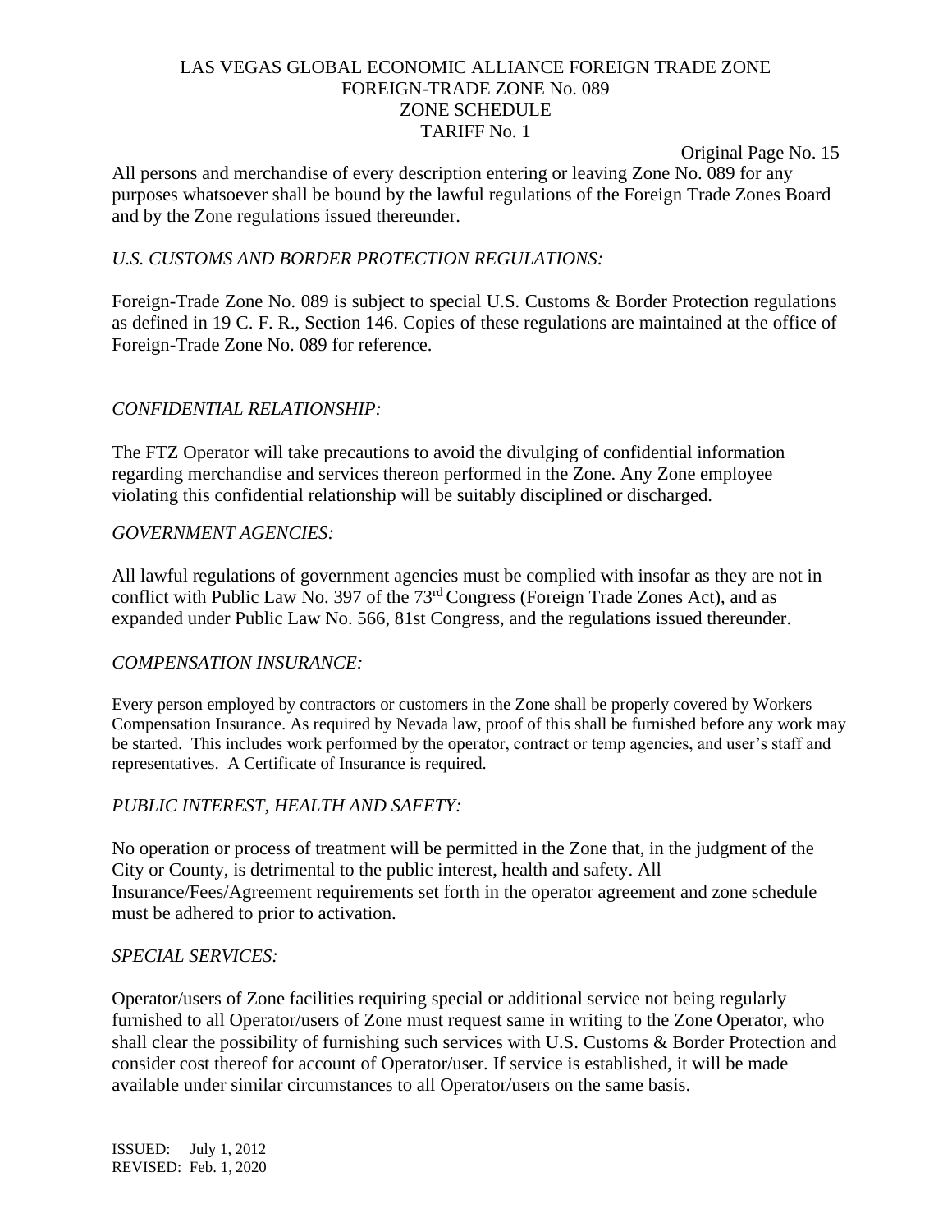All persons and merchandise of every description entering or leaving Zone No. 089 for any purposes whatsoever shall be bound by the lawful regulations of the Foreign Trade Zones Board and by the Zone regulations issued thereunder.

*U.S. CUSTOMS AND BORDER PROTECTION REGULATIONS:*

Foreign-Trade Zone No. 089 is subject to special U.S. Customs & Border Protection regulations as defined in 19 C. F. R., Section 146. Copies of these regulations are maintained at the office of Foreign-Trade Zone No. 089 for reference.

*CONFIDENTIAL RELATIONSHIP:*

The FTZ Operator will take precautions to avoid the divulging of confidential information regarding merchandise and services thereon performed in the Zone. Any Zone employee violating this confidential relationship will be suitably disciplined or discharged.

*GOVERNMENT AGENCIES:*

All lawful regulations of government agencies must be complied with insofar as they are not in conflict with Public Law No. 397 of the 73rd Congress (Foreign Trade Zones Act), and as expanded under Public Law No. 566, 81st Congress, and the regulations issued thereunder.

*COMPENSATION INSURANCE:*

Every person employed by contractors or customers in the Zone shall be properly covered by Workers Compensation Insurance. As required by Nevada law, proof of this shall be furnished before any work may be started. This includes work performed by the operator, contract or temp agencies, and user's staff and representatives. A Certificate of Insurance is required.

*PUBLIC INTEREST, HEALTH AND SAFETY:*

No operation or process of treatment will be permitted in the Zone that, in the judgment of the City or County, is detrimental to the public interest, health and safety. All Insurance/Fees/Agreement requirements set forth in the operator agreement and zone schedule must be adhered to prior to activation.

*SPECIAL SERVICES:*

Operator/users of Zone facilities requiring special or additional service not being regularly furnished to all Operator/users of Zone must request same in writing to the Zone Operator, who shall clear the possibility of furnishing such services with U.S. Customs & Border Protection and consider cost thereof for account of Operator/user. If service is established, it will be made available under similar circumstances to all Operator/users on the same basis.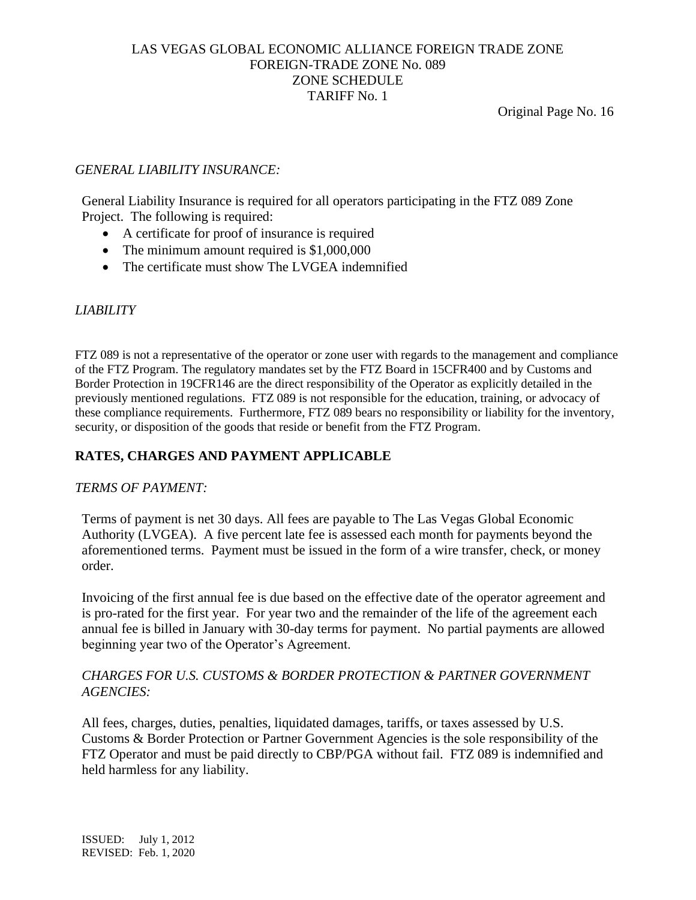*GENERAL LIABILITY INSURANCE:*

General Liability Insurance is required for all operators participating in the FTZ 089 Zone Project. The following is required:

- A certificate for proof of insurance is required
- The minimum amount required is $1,000,000
- The certificate must show The LVGEA indemnified

*LIABILITY*

FTZ 089 is not a representative of the operator or zone user with regards to the management and compliance of the FTZ Program. The regulatory mandates set by the FTZ Board in 15CFR400 and by Customs and Border Protection in 19CFR146 are the direct responsibility of the Operator as explicitly detailed in the previously mentioned regulations. FTZ 089 is not responsible for the education, training, or advocacy of these compliance requirements. Furthermore, FTZ 089 bears no responsibility or liability for the inventory, security, or disposition of the goods that reside or benefit from the FTZ Program.

## RATES, CHARGES AND PAYMENT APPLICABLE

*TERMS OF PAYMENT:*

Terms of payment is net 30 days. All fees are payable to The Las Vegas Global Economic Authority (LVGEA). A five percent late fee is assessed each month for payments beyond the aforementioned terms. Payment must be issued in the form of a wire transfer, check, or money order.

Invoicing of the first annual fee is due based on the effective date of the operator agreement and is pro-rated for the first year. For year two and the remainder of the life of the agreement each annual fee is billed in January with 30-day terms for payment. No partial payments are allowed beginning year two of the Operator's Agreement.

*CHARGES FOR U.S. CUSTOMS & BORDER PROTECTION & PARTNER GOVERNMENT AGENCIES:*

All fees, charges, duties, penalties, liquidated damages, tariffs, or taxes assessed by U.S. Customs & Border Protection or Partner Government Agencies is the sole responsibility of the FTZ Operator and must be paid directly to CBP/PGA without fail. FTZ 089 is indemnified and held harmless for any liability.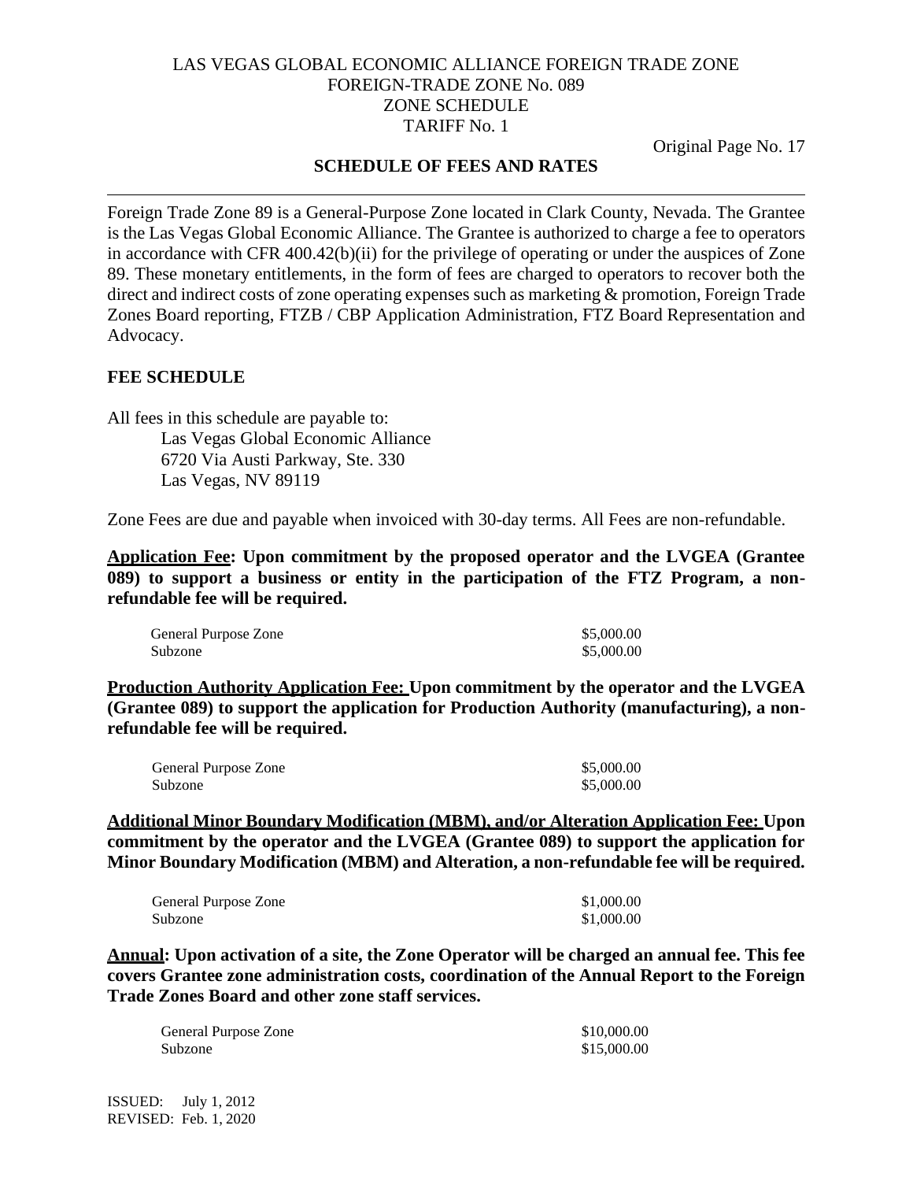## SCHEDULE OF FEES AND RATES

Foreign Trade Zone 89 is a General-Purpose Zone located in Clark County, Nevada. The Grantee is the Las Vegas Global Economic Alliance. The Grantee is authorized to charge a fee to operators in accordance with CFR 400.42(b)(ii) for the privilege of operating or under the auspices of Zone 89. These monetary entitlements, in the form of fees are charged to operators to recover both the direct and indirect costs of zone operating expenses such as marketing & promotion, Foreign Trade Zones Board reporting, FTZB / CBP Application Administration, FTZ Board Representation and Advocacy.

### FEE SCHEDULE

All fees in this schedule are payable to:

Las Vegas Global Economic Alliance
6720 Via Austi Parkway, Ste. 330
Las Vegas, NV 89119

Zone Fees are due and payable when invoiced with 30-day terms. All Fees are non-refundable.

**Application Fee: Upon commitment by the proposed operator and the LVGEA (Grantee 089) to support a business or entity in the participation of the FTZ Program, a non-refundable fee will be required.**

| | |
|---|---|
| General Purpose Zone | $5,000.00 |
| Subzone | $5,000.00 |

**Production Authority Application Fee: Upon commitment by the operator and the LVGEA (Grantee 089) to support the application for Production Authority (manufacturing), a non-refundable fee will be required.**

| | |
|---|---|
| General Purpose Zone | $5,000.00 |
| Subzone | $5,000.00 |

**Additional Minor Boundary Modification (MBM), and/or Alteration Application Fee: Upon commitment by the operator and the LVGEA (Grantee 089) to support the application for Minor Boundary Modification (MBM) and Alteration, a non-refundable fee will be required.**

| | |
|---|---|
| General Purpose Zone | $1,000.00 |
| Subzone | $1,000.00 |

**Annual: Upon activation of a site, the Zone Operator will be charged an annual fee. This fee covers Grantee zone administration costs, coordination of the Annual Report to the Foreign Trade Zones Board and other zone staff services.**

| | |
|---|---|
| General Purpose Zone | $10,000.00 |
| Subzone | $15,000.00 |

ISSUED: July 1, 2012
REVISED: Feb. 1, 2020